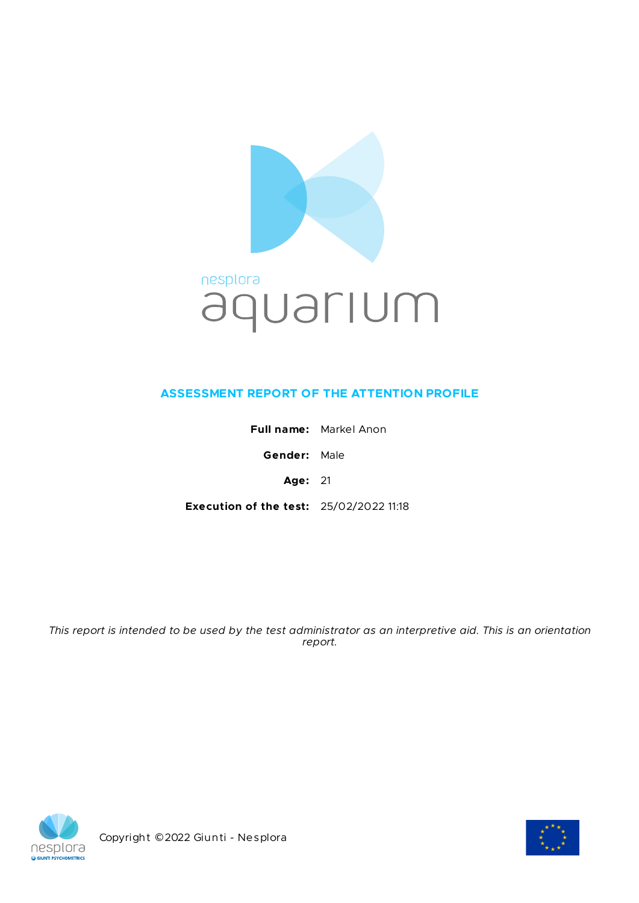nesplora

aquarium

## ASSESSMENT REPORT OF THE ATTENTION PROFILE

**Full name:** Markel Anon

**Gender:** Male

**Age:** 21

**Execution of the test:** 25/02/2022 11:18

*This report is intended to be used by the test administrator as an interpretive aid. This is an orientation report.*

Copyright ©2022 Giunti - Nesplora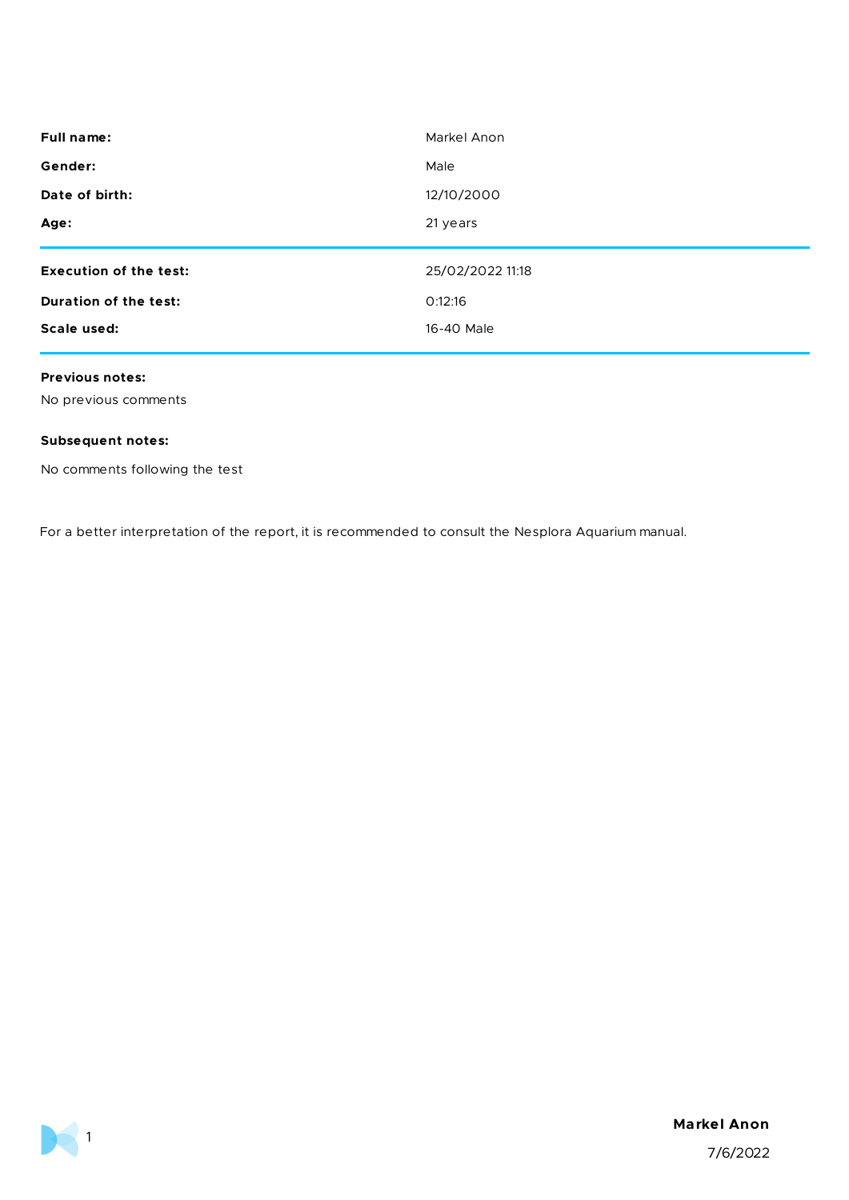| | |
|---|---|
| **Full name:** | Markel Anon |
| **Gender:** | Male |
| **Date of birth:** | 12/10/2000 |
| **Age:** | 21 years |

| | |
|---|---|
| **Execution of the test:** | 25/02/2022 11:18 |
| **Duration of the test:** | 0:12:16 |
| **Scale used:** | 16-40 Male |

**Previous notes:**

No previous comments

**Subsequent notes:**

No comments following the test

For a better interpretation of the report, it is recommended to consult the Nesplora Aquarium manual.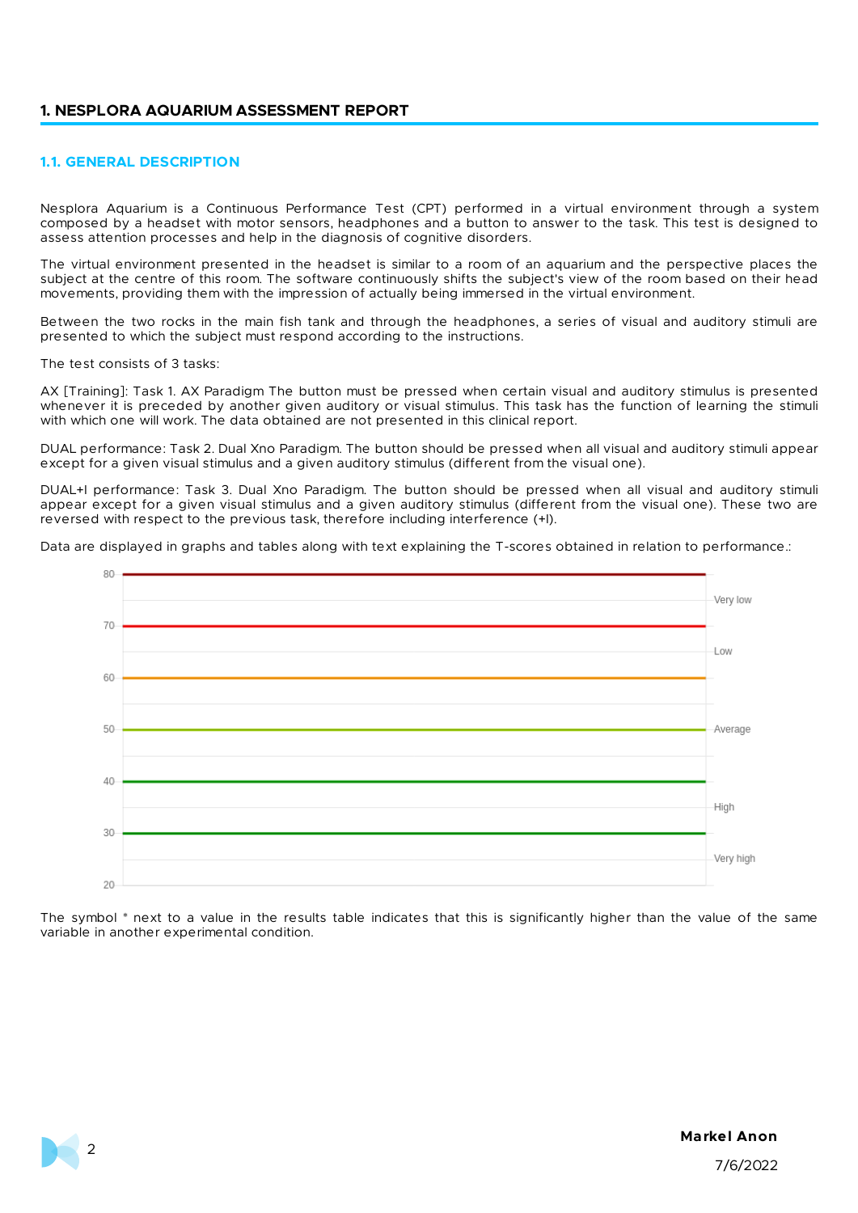## 1. NESPLORA AQUARIUM ASSESSMENT REPORT

### 1.1. GENERAL DESCRIPTION

Nesplora Aquarium is a Continuous Performance Test (CPT) performed in a virtual environment through a system composed by a headset with motor sensors, headphones and a button to answer to the task. This test is designed to assess attention processes and help in the diagnosis of cognitive disorders.

The virtual environment presented in the headset is similar to a room of an aquarium and the perspective places the subject at the centre of this room. The software continuously shifts the subject's view of the room based on their head movements, providing them with the impression of actually being immersed in the virtual environment.

Between the two rocks in the main fish tank and through the headphones, a series of visual and auditory stimuli are presented to which the subject must respond according to the instructions.

The test consists of 3 tasks:

AX [Training]: Task 1. AX Paradigm The button must be pressed when certain visual and auditory stimulus is presented whenever it is preceded by another given auditory or visual stimulus. This task has the function of learning the stimuli with which one will work. The data obtained are not presented in this clinical report.

DUAL performance: Task 2. Dual Xno Paradigm. The button should be pressed when all visual and auditory stimuli appear except for a given visual stimulus and a given auditory stimulus (different from the visual one).

DUAL+I performance: Task 3. Dual Xno Paradigm. The button should be pressed when all visual and auditory stimuli appear except for a given visual stimulus and a given auditory stimulus (different from the visual one). These two are reversed with respect to the previous task, therefore including interference (+I).

Data are displayed in graphs and tables along with text explaining the T-scores obtained in relation to performance.:

| T-score range | Performance |
| --- | --- |
| 70–80 | Very low |
| 60–70 | Low |
| 40–60 | Average |
| 30–40 | High |
| 20–30 | Very high |

The symbol * next to a value in the results table indicates that this is significantly higher than the value of the same variable in another experimental condition.

**Markel Anon**

7/6/2022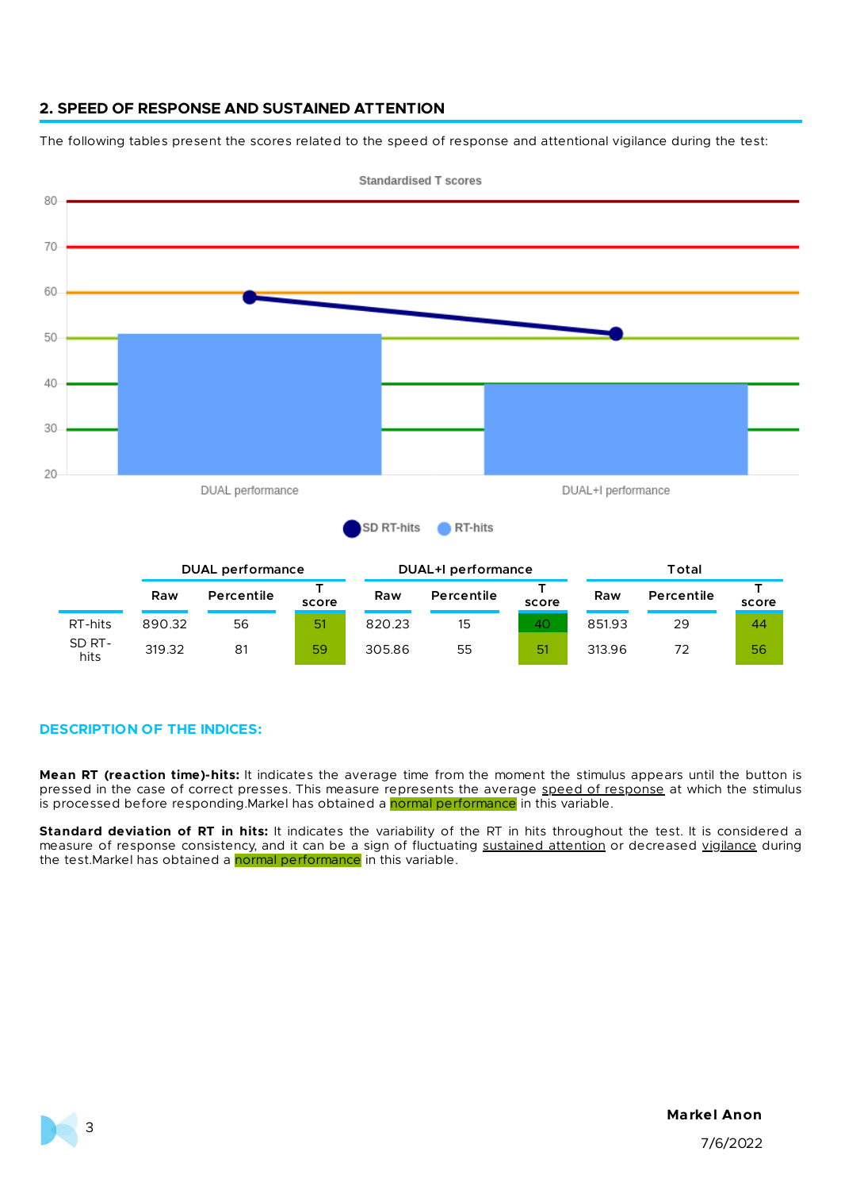## 2. SPEED OF RESPONSE AND SUSTAINED ATTENTION

The following tables present the scores related to the speed of response and attentional vigilance during the test:

|  | DUAL performance | | | DUAL+I performance | | | Total | | |
|---|---|---|---|---|---|---|---|---|---|
|  | Raw | Percentile | T score | Raw | Percentile | T score | Raw | Percentile | T score |
| RT-hits | 890.32 | 56 | 51 | 820.23 | 15 | 40 | 851.93 | 29 | 44 |
| SD RT-hits | 319.32 | 81 | 59 | 305.86 | 55 | 51 | 313.96 | 72 | 56 |

### DESCRIPTION OF THE INDICES:

**Mean RT (reaction time)-hits:** It indicates the average time from the moment the stimulus appears until the button is pressed in the case of correct presses. This measure represents the average speed of response at which the stimulus is processed before responding.Markel has obtained a normal performance in this variable.

**Standard deviation of RT in hits:** It indicates the variability of the RT in hits throughout the test. It is considered a measure of response consistency, and it can be a sign of fluctuating sustained attention or decreased vigilance during the test.Markel has obtained a normal performance in this variable.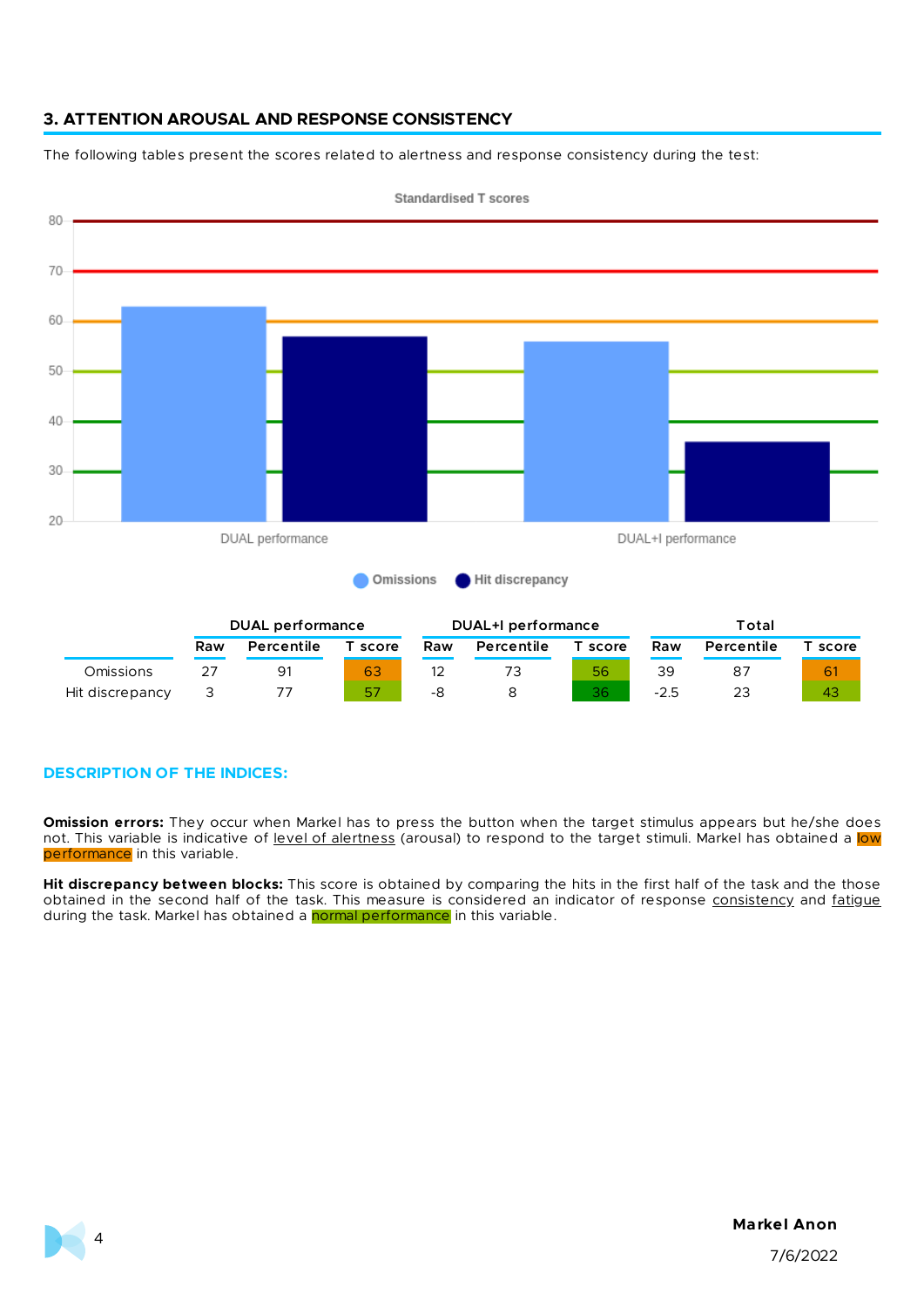## 3. ATTENTION AROUSAL AND RESPONSE CONSISTENCY

The following tables present the scores related to alertness and response consistency during the test:

| | DUAL performance | | | DUAL+I performance | | | Total | | |
|---|---|---|---|---|---|---|---|---|---|
| | Raw | Percentile | T score | Raw | Percentile | T score | Raw | Percentile | T score |
| Omissions | 27 | 91 | 63 | 12 | 73 | 56 | 39 | 87 | 61 |
| Hit discrepancy | 3 | 77 | 57 | -8 | 8 | 36 | -2.5 | 23 | 43 |

### DESCRIPTION OF THE INDICES:

**Omission errors:** They occur when Markel has to press the button when the target stimulus appears but he/she does not. This variable is indicative of level of alertness (arousal) to respond to the target stimuli. Markel has obtained a low performance in this variable.

**Hit discrepancy between blocks:** This score is obtained by comparing the hits in the first half of the task and the those obtained in the second half of the task. This measure is considered an indicator of response consistency and fatigue during the task. Markel has obtained a normal performance in this variable.

Markel Anon

7/6/2022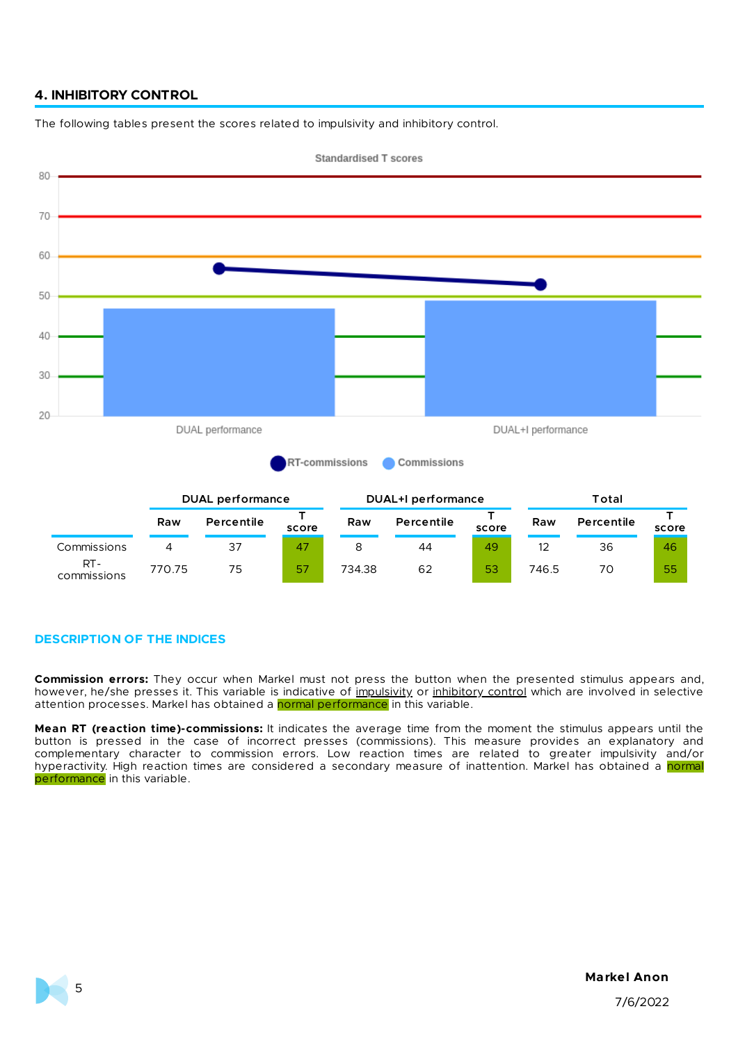## 4. INHIBITORY CONTROL

The following tables present the scores related to impulsivity and inhibitory control.

| | DUAL performance | | | DUAL+I performance | | | Total | | |
|---|---|---|---|---|---|---|---|---|---|
| | Raw | Percentile | T score | Raw | Percentile | T score | Raw | Percentile | T score |
| Commissions | 4 | 37 | 47 | 8 | 44 | 49 | 12 | 36 | 46 |
| RT-commissions | 770.75 | 75 | 57 | 734.38 | 62 | 53 | 746.5 | 70 | 55 |

### DESCRIPTION OF THE INDICES

**Commission errors:** They occur when Markel must not press the button when the presented stimulus appears and, however, he/she presses it. This variable is indicative of impulsivity or inhibitory control which are involved in selective attention processes. Markel has obtained a normal performance in this variable.

**Mean RT (reaction time)-commissions:** It indicates the average time from the moment the stimulus appears until the button is pressed in the case of incorrect presses (commissions). This measure provides an explanatory and complementary character to commission errors. Low reaction times are related to greater impulsivity and/or hyperactivity. High reaction times are considered a secondary measure of inattention. Markel has obtained a normal performance in this variable.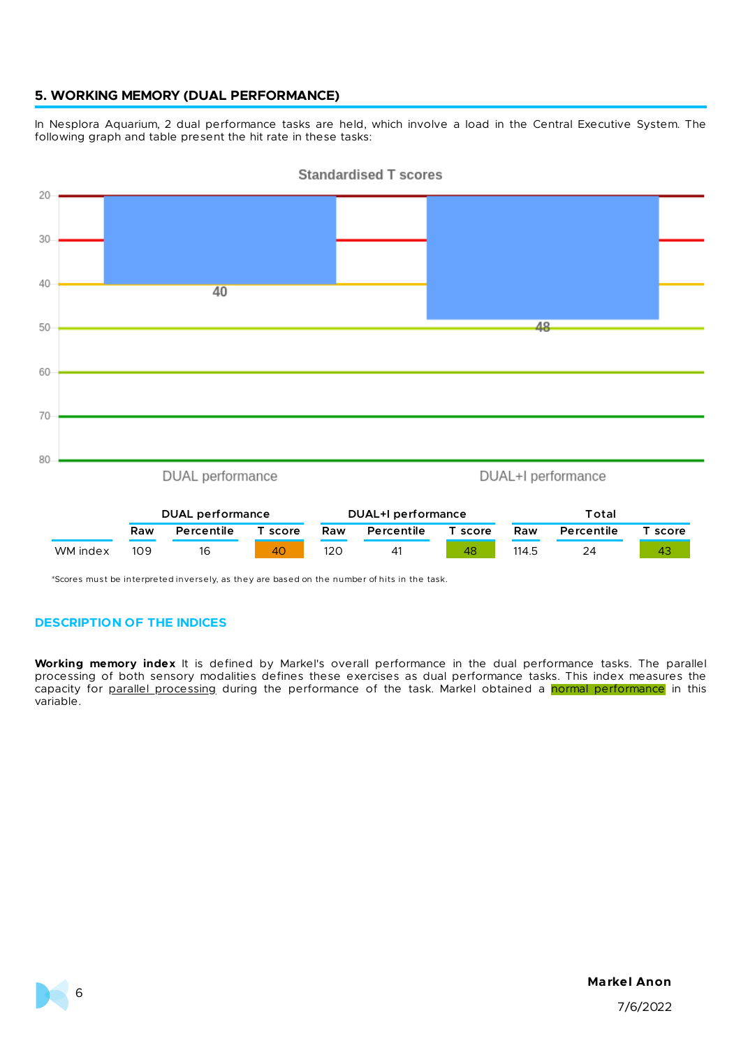## 5. WORKING MEMORY (DUAL PERFORMANCE)

In Nesplora Aquarium, 2 dual performance tasks are held, which involve a load in the Central Executive System. The following graph and table present the hit rate in these tasks:

Standardised T scores

| | DUAL performance | | | DUAL+I performance | | | Total | | |
|---|---|---|---|---|---|---|---|---|---|
| | Raw | Percentile | T score | Raw | Percentile | T score | Raw | Percentile | T score |
| WM index | 109 | 16 | 40 | 120 | 41 | 48 | 114.5 | 24 | 43 |

*Scores must be interpreted inversely, as they are based on the number of hits in the task.

### DESCRIPTION OF THE INDICES

**Working memory index** It is defined by Markel's overall performance in the dual performance tasks. The parallel processing of both sensory modalities defines these exercises as dual performance tasks. This index measures the capacity for parallel processing during the performance of the task. Markel obtained a normal performance in this variable.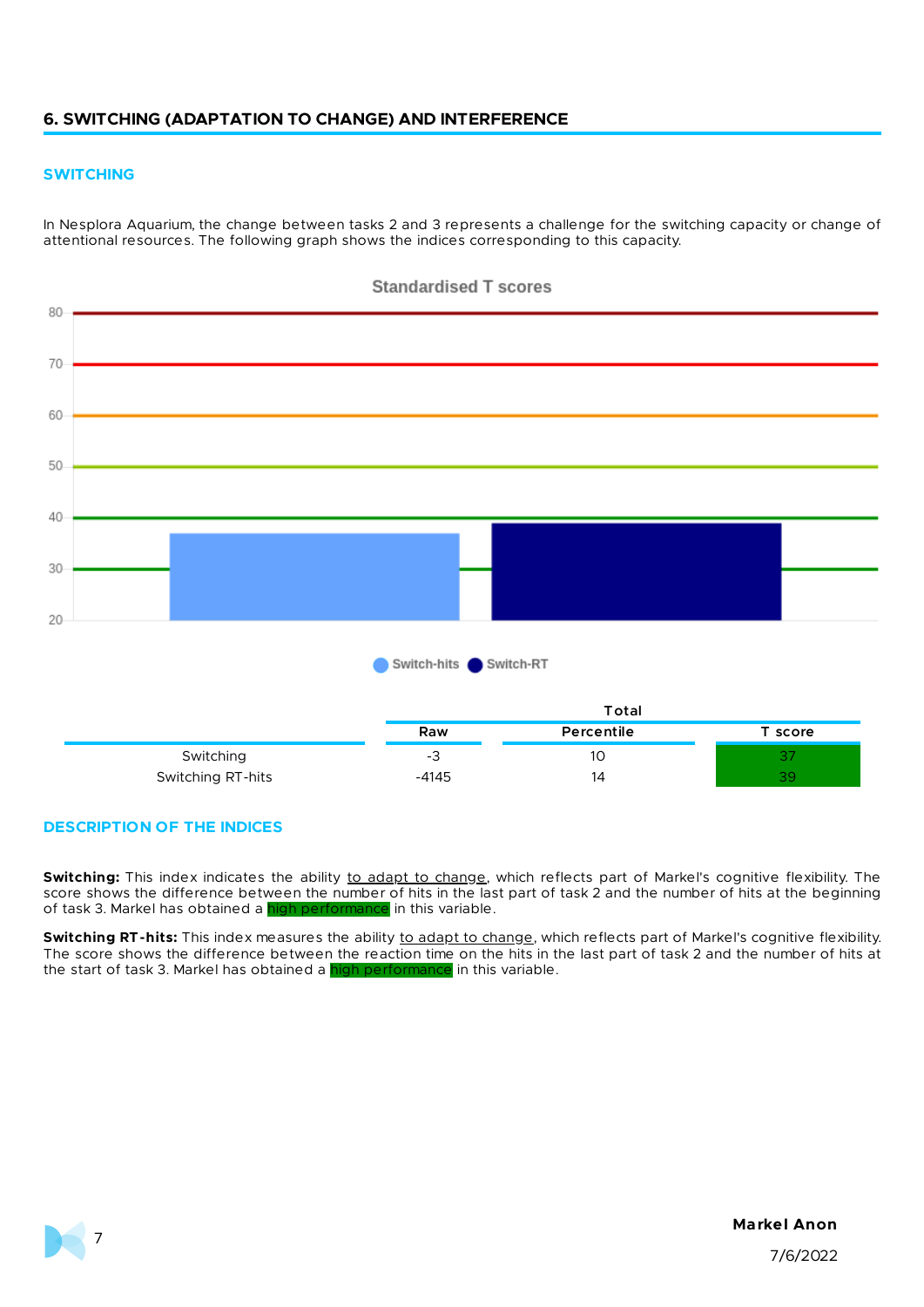## 6. SWITCHING (ADAPTATION TO CHANGE) AND INTERFERENCE

### SWITCHING

In Nesplora Aquarium, the change between tasks 2 and 3 represents a challenge for the switching capacity or change of attentional resources. The following graph shows the indices corresponding to this capacity.

Standardised T scores

|  | Total | | |
|---|---|---|---|
|  | Raw | Percentile | T score |
| Switching | -3 | 10 | 37 |
| Switching RT-hits | -4145 | 14 | 39 |

### DESCRIPTION OF THE INDICES

**Switching:** This index indicates the ability to adapt to change, which reflects part of Markel's cognitive flexibility. The score shows the difference between the number of hits in the last part of task 2 and the number of hits at the beginning of task 3. Markel has obtained a high performance in this variable.

**Switching RT-hits:** This index measures the ability to adapt to change, which reflects part of Markel's cognitive flexibility. The score shows the difference between the reaction time on the hits in the last part of task 2 and the number of hits at the start of task 3. Markel has obtained a high performance in this variable.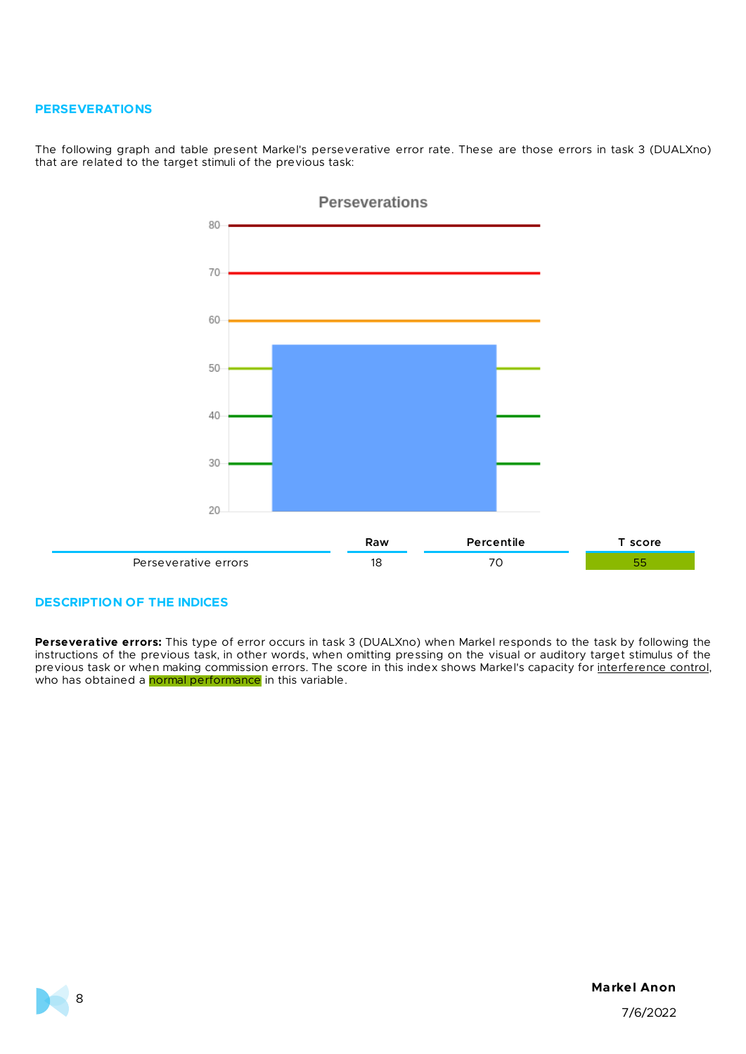## PERSEVERATIONS

The following graph and table present Markel's perseverative error rate. These are those errors in task 3 (DUALXno) that are related to the target stimuli of the previous task:

Perseverations

| | Raw | Percentile | T score |
|---|---|---|---|
| Perseverative errors | 18 | 70 | 55 |

## DESCRIPTION OF THE INDICES

**Perseverative errors:** This type of error occurs in task 3 (DUALXno) when Markel responds to the task by following the instructions of the previous task, in other words, when omitting pressing on the visual or auditory target stimulus of the previous task or when making commission errors. The score in this index shows Markel's capacity for interference control, who has obtained a normal performance in this variable.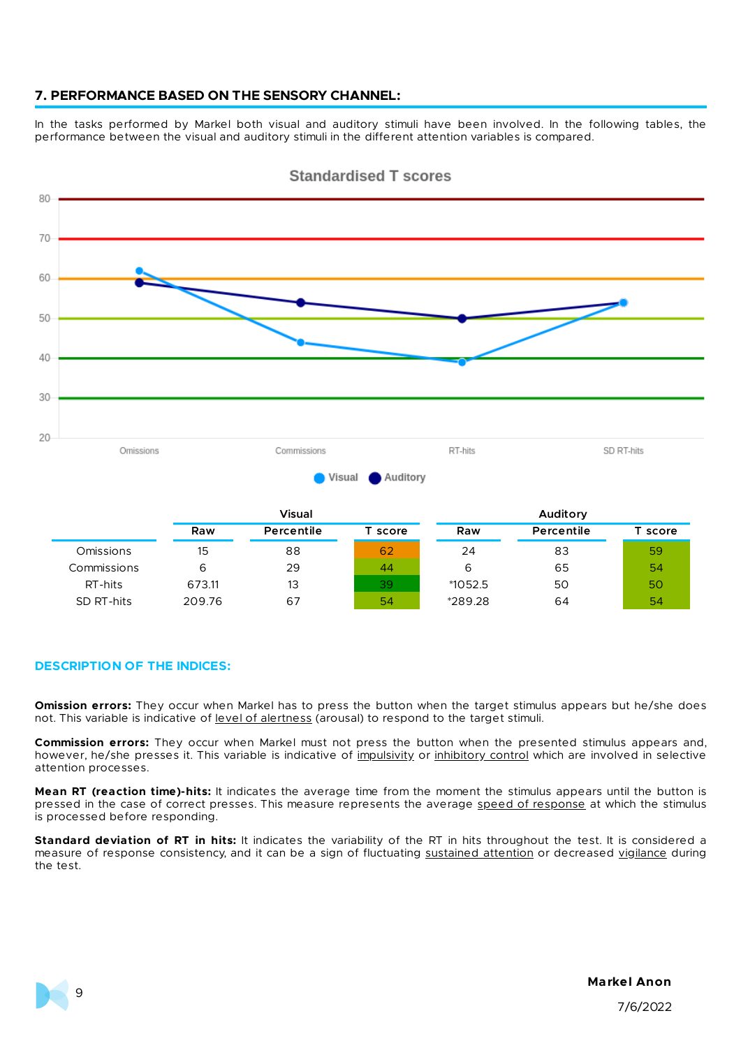## 7. PERFORMANCE BASED ON THE SENSORY CHANNEL:

In the tasks performed by Markel both visual and auditory stimuli have been involved. In the following tables, the performance between the visual and auditory stimuli in the different attention variables is compared.

Standardised T scores

| | Visual | | | Auditory | | |
|---|---|---|---|---|---|---|
| | Raw | Percentile | T score | Raw | Percentile | T score |
| Omissions | 15 | 88 | 62 | 24 | 83 | 59 |
| Commissions | 6 | 29 | 44 | 6 | 65 | 54 |
| RT-hits | 673.11 | 13 | 39 | *1052.5 | 50 | 50 |
| SD RT-hits | 209.76 | 67 | 54 | *289.28 | 64 | 54 |

### DESCRIPTION OF THE INDICES:

**Omission errors:** They occur when Markel has to press the button when the target stimulus appears but he/she does not. This variable is indicative of level of alertness (arousal) to respond to the target stimuli.

**Commission errors:** They occur when Markel must not press the button when the presented stimulus appears and, however, he/she presses it. This variable is indicative of impulsivity or inhibitory control which are involved in selective attention processes.

**Mean RT (reaction time)-hits:** It indicates the average time from the moment the stimulus appears until the button is pressed in the case of correct presses. This measure represents the average speed of response at which the stimulus is processed before responding.

**Standard deviation of RT in hits:** It indicates the variability of the RT in hits throughout the test. It is considered a measure of response consistency, and it can be a sign of fluctuating sustained attention or decreased vigilance during the test.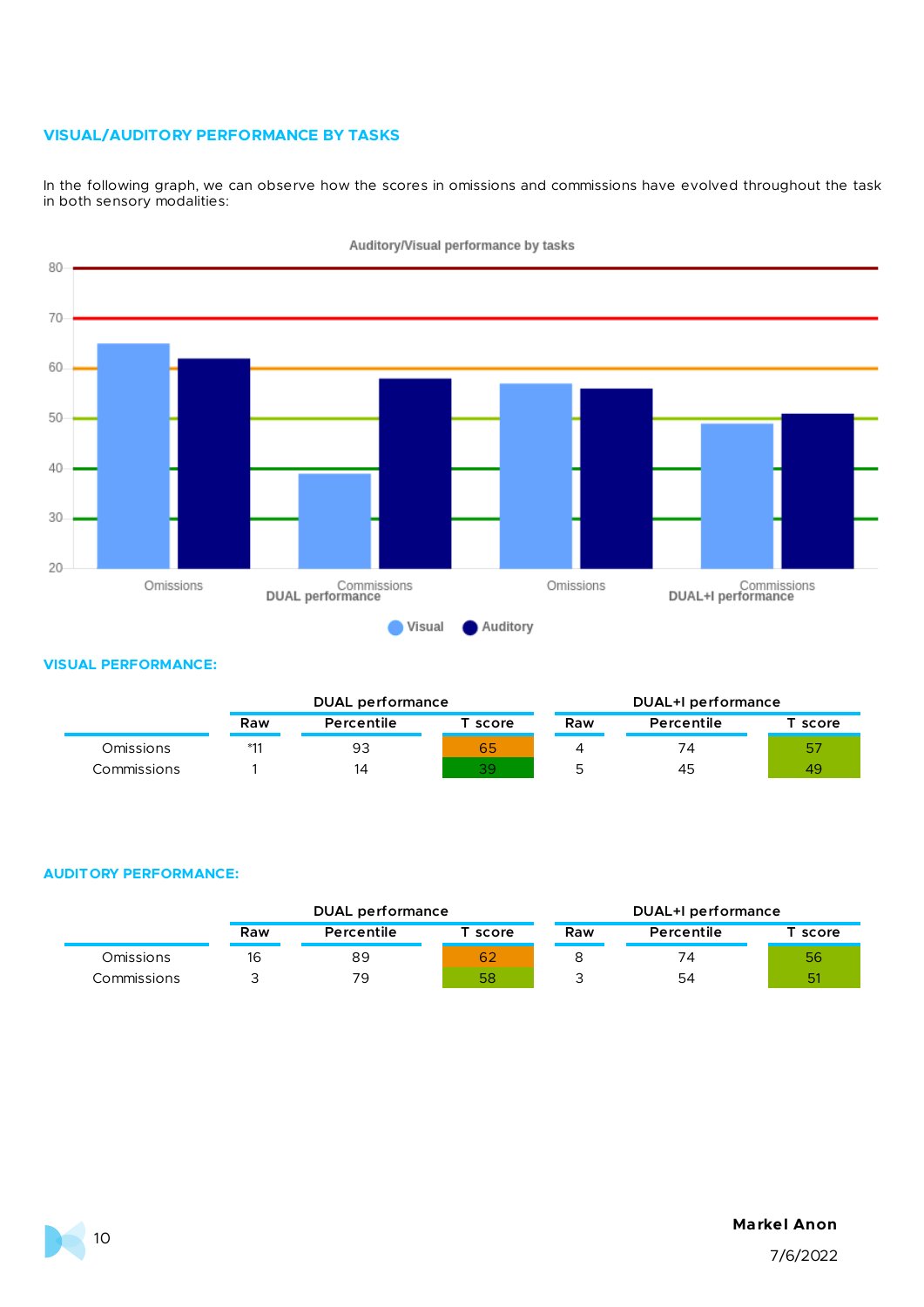## VISUAL/AUDITORY PERFORMANCE BY TASKS

In the following graph, we can observe how the scores in omissions and commissions have evolved throughout the task in both sensory modalities:

Auditory/Visual performance by tasks

### VISUAL PERFORMANCE:

| | DUAL performance | | | DUAL+I performance | | |
|---|---|---|---|---|---|---|
| | Raw | Percentile | T score | Raw | Percentile | T score |
| Omissions | *11 | 93 | 65 | 4 | 74 | 57 |
| Commissions | 1 | 14 | 39 | 5 | 45 | 49 |

### AUDITORY PERFORMANCE:

| | DUAL performance | | | DUAL+I performance | | |
|---|---|---|---|---|---|---|
| | Raw | Percentile | T score | Raw | Percentile | T score |
| Omissions | 16 | 89 | 62 | 8 | 74 | 56 |
| Commissions | 3 | 79 | 58 | 3 | 54 | 51 |

**Markel Anon**

7/6/2022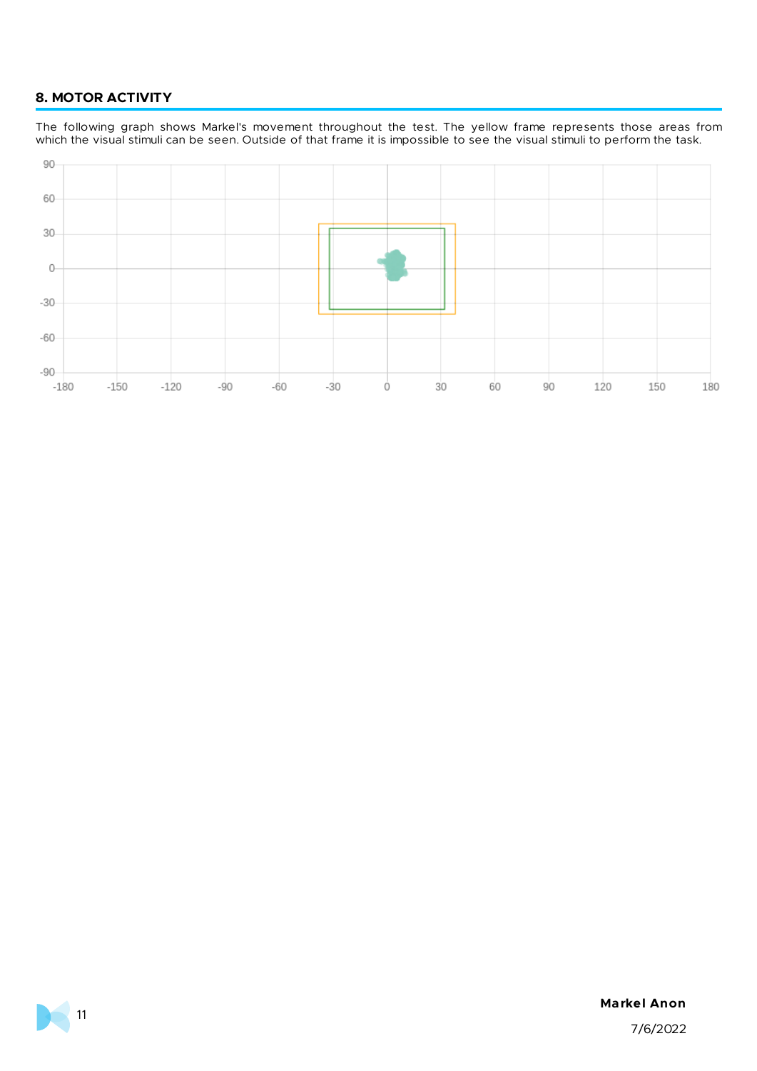## 8. MOTOR ACTIVITY

The following graph shows Markel's movement throughout the test. The yellow frame represents those areas from which the visual stimuli can be seen. Outside of that frame it is impossible to see the visual stimuli to perform the task.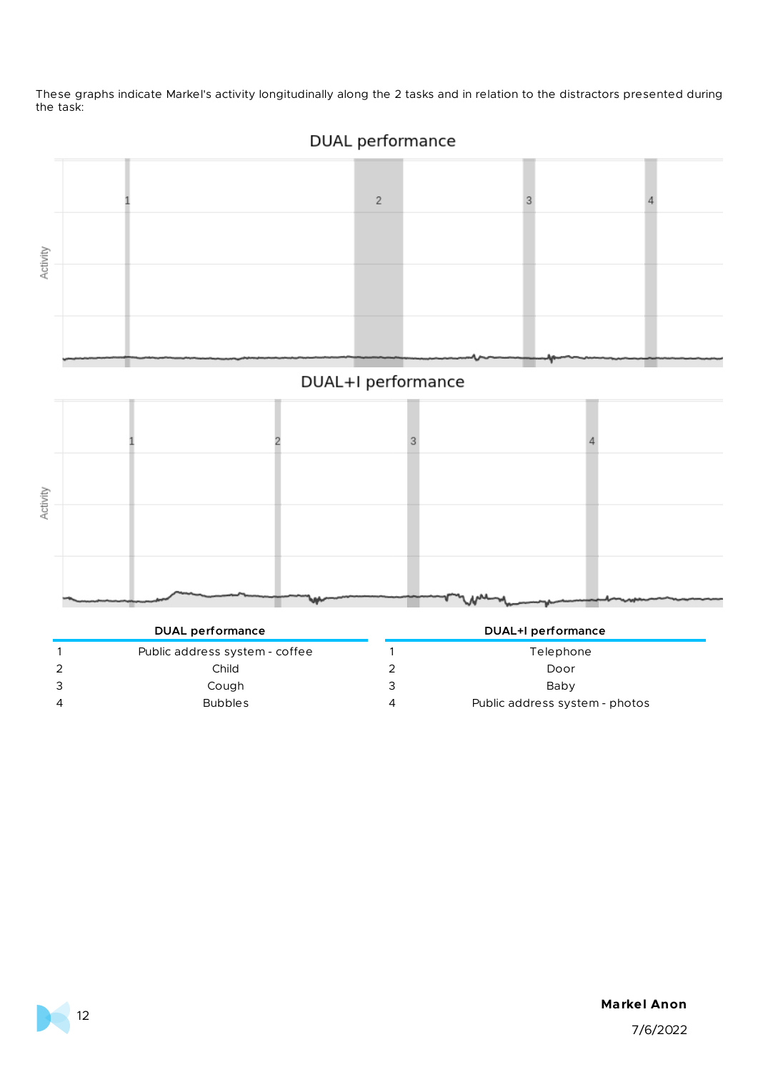These graphs indicate Markel's activity longitudinally along the 2 tasks and in relation to the distractors presented during the task:

DUAL performance

DUAL+I performance

| DUAL performance | | DUAL+I performance | |
|---|---|---|---|
| 1 | Public address system - coffee | 1 | Telephone |
| 2 | Child | 2 | Door |
| 3 | Cough | 3 | Baby |
| 4 | Bubbles | 4 | Public address system - photos |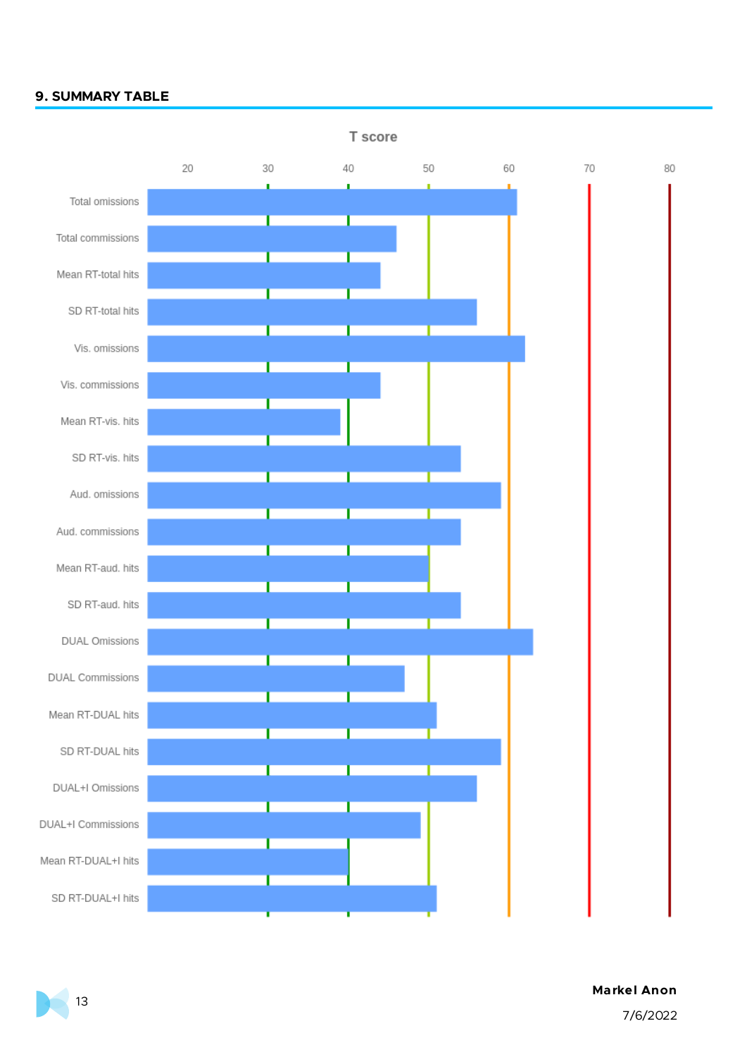## 9. SUMMARY TABLE

T score

20
30
40
50
60
70
80

Total omissions
Total commissions
Mean RT-total hits
SD RT-total hits
Vis. omissions
Vis. commissions
Mean RT-vis. hits
SD RT-vis. hits
Aud. omissions
Aud. commissions
Mean RT-aud. hits
SD RT-aud. hits
DUAL Omissions
DUAL Commissions
Mean RT-DUAL hits
SD RT-DUAL hits
DUAL+I Omissions
DUAL+I Commissions
Mean RT-DUAL+I hits
SD RT-DUAL+I hits

**Markel Anon**

7/6/2022